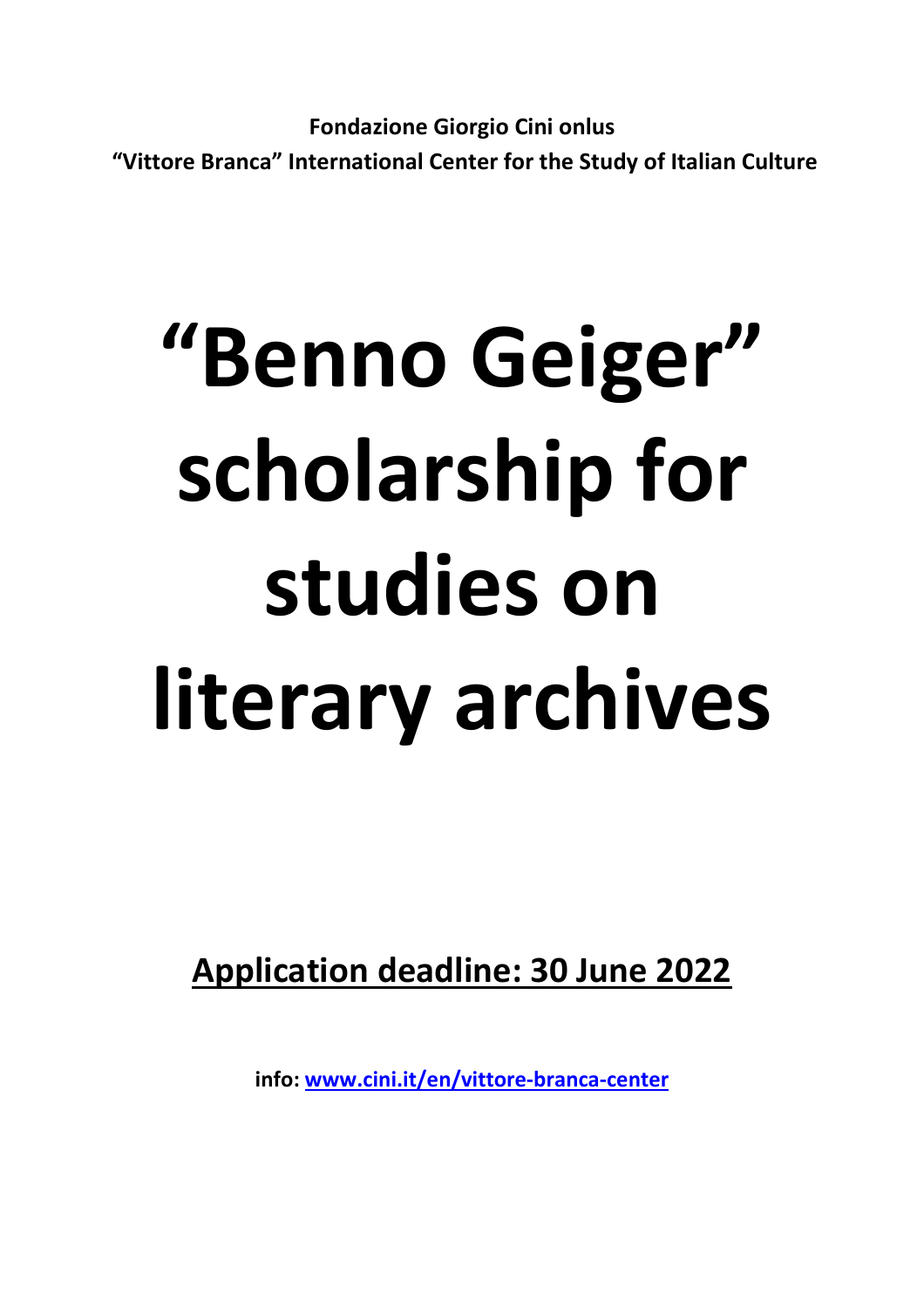**Fondazione Giorgio Cini onlus**

**“Vittore Branca” International Center for the Study of Italian Culture**

# “Benno Geiger” scholarship for studies on literary archives

**Application deadline: 30 June 2022**

**info: [www.cini.it/en/vittore-branca-center](www.cini.it/en/vittore-branca-center)**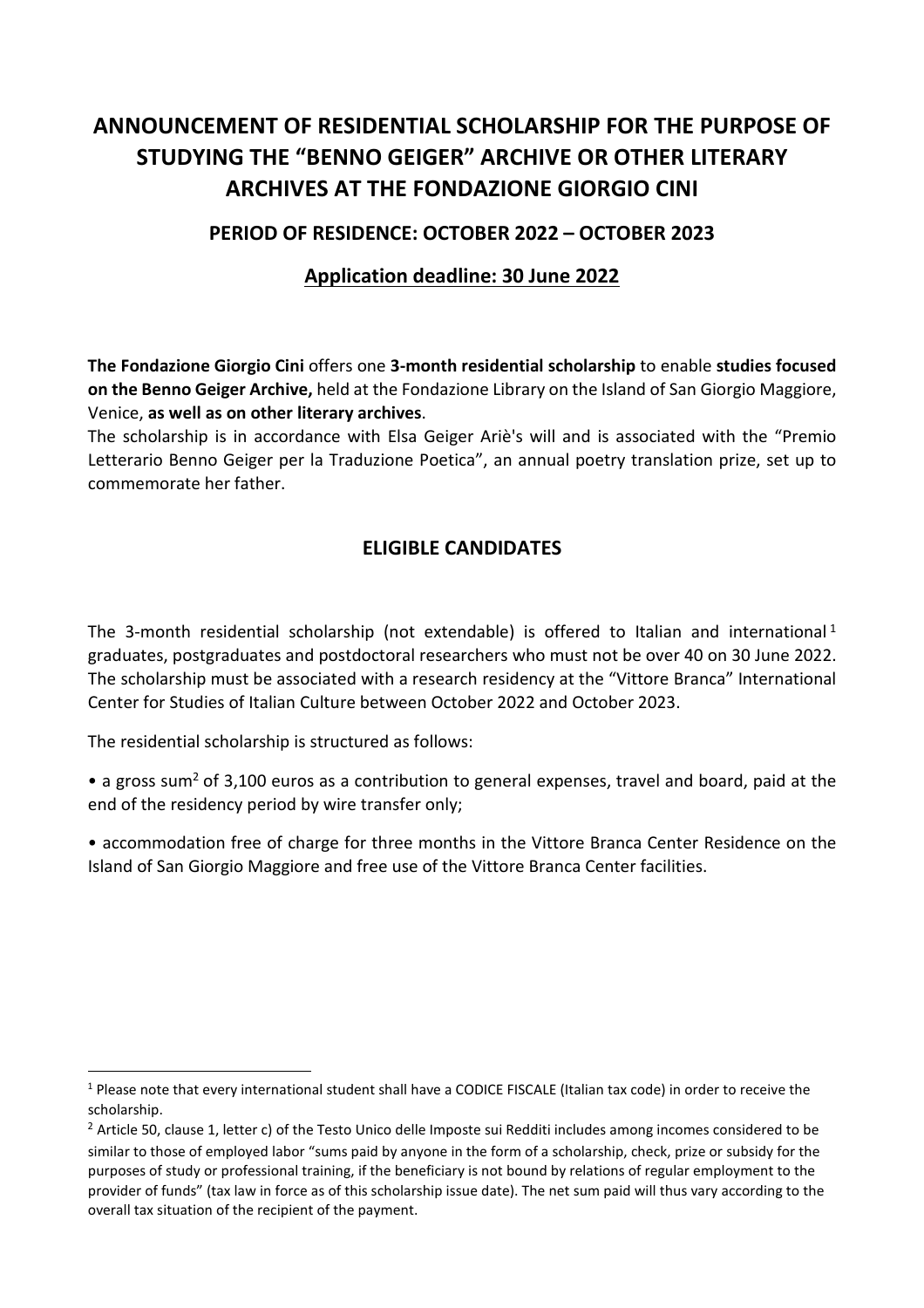# ANNOUNCEMENT OF RESIDENTIAL SCHOLARSHIP FOR THE PURPOSE OF STUDYING THE "BENNO GEIGER" ARCHIVE OR OTHER LITERARY ARCHIVES AT THE FONDAZIONE GIORGIO CINI

## PERIOD OF RESIDENCE: OCTOBER 2022 – OCTOBER 2023

## Application deadline: 30 June 2022

**The Fondazione Giorgio Cini** offers one **3-month residential scholarship** to enable **studies focused on the Benno Geiger Archive,** held at the Fondazione Library on the Island of San Giorgio Maggiore, Venice, **as well as on other literary archives**.

The scholarship is in accordance with Elsa Geiger Ariè's will and is associated with the "Premio Letterario Benno Geiger per la Traduzione Poetica", an annual poetry translation prize, set up to commemorate her father.

## ELIGIBLE CANDIDATES

The 3-month residential scholarship (not extendable) is offered to Italian and international[1] graduates, postgraduates and postdoctoral researchers who must not be over 40 on 30 June 2022. The scholarship must be associated with a research residency at the "Vittore Branca" International Center for Studies of Italian Culture between October 2022 and October 2023.

The residential scholarship is structured as follows:

- a gross sum[2] of 3,100 euros as a contribution to general expenses, travel and board, paid at the end of the residency period by wire transfer only;
- accommodation free of charge for three months in the Vittore Branca Center Residence on the Island of San Giorgio Maggiore and free use of the Vittore Branca Center facilities.

---

[1] Please note that every international student shall have a CODICE FISCALE (Italian tax code) in order to receive the scholarship.

[2] Article 50, clause 1, letter c) of the Testo Unico delle Imposte sui Redditi includes among incomes considered to be similar to those of employed labor "sums paid by anyone in the form of a scholarship, check, prize or subsidy for the purposes of study or professional training, if the beneficiary is not bound by relations of regular employment to the provider of funds" (tax law in force as of this scholarship issue date). The net sum paid will thus vary according to the overall tax situation of the recipient of the payment.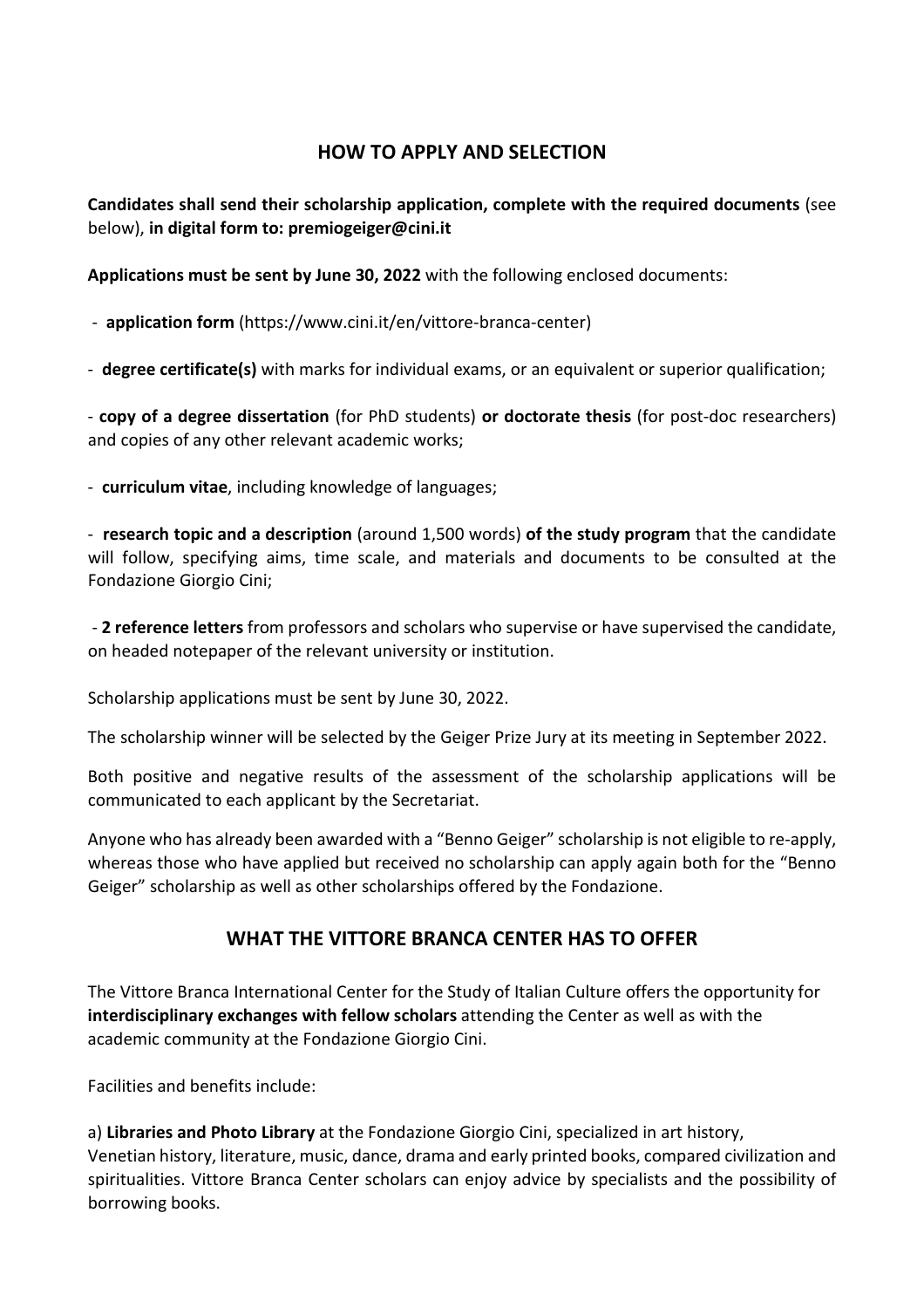## HOW TO APPLY AND SELECTION

**Candidates shall send their scholarship application, complete with the required documents** (see below), **in digital form to: premiogeiger@cini.it**

**Applications must be sent by June 30, 2022** with the following enclosed documents:

- **application form** (https://www.cini.it/en/vittore-branca-center)
- **degree certificate(s)** with marks for individual exams, or an equivalent or superior qualification;
- **copy of a degree dissertation** (for PhD students) **or doctorate thesis** (for post-doc researchers) and copies of any other relevant academic works;
- **curriculum vitae**, including knowledge of languages;
- **research topic and a description** (around 1,500 words) **of the study program** that the candidate will follow, specifying aims, time scale, and materials and documents to be consulted at the Fondazione Giorgio Cini;
- **2 reference letters** from professors and scholars who supervise or have supervised the candidate, on headed notepaper of the relevant university or institution.

Scholarship applications must be sent by June 30, 2022.

The scholarship winner will be selected by the Geiger Prize Jury at its meeting in September 2022.

Both positive and negative results of the assessment of the scholarship applications will be communicated to each applicant by the Secretariat.

Anyone who has already been awarded with a "Benno Geiger" scholarship is not eligible to re-apply, whereas those who have applied but received no scholarship can apply again both for the "Benno Geiger" scholarship as well as other scholarships offered by the Fondazione.

## WHAT THE VITTORE BRANCA CENTER HAS TO OFFER

The Vittore Branca International Center for the Study of Italian Culture offers the opportunity for **interdisciplinary exchanges with fellow scholars** attending the Center as well as with the academic community at the Fondazione Giorgio Cini.

Facilities and benefits include:

a) **Libraries and Photo Library** at the Fondazione Giorgio Cini, specialized in art history, Venetian history, literature, music, dance, drama and early printed books, compared civilization and spiritualities. Vittore Branca Center scholars can enjoy advice by specialists and the possibility of borrowing books.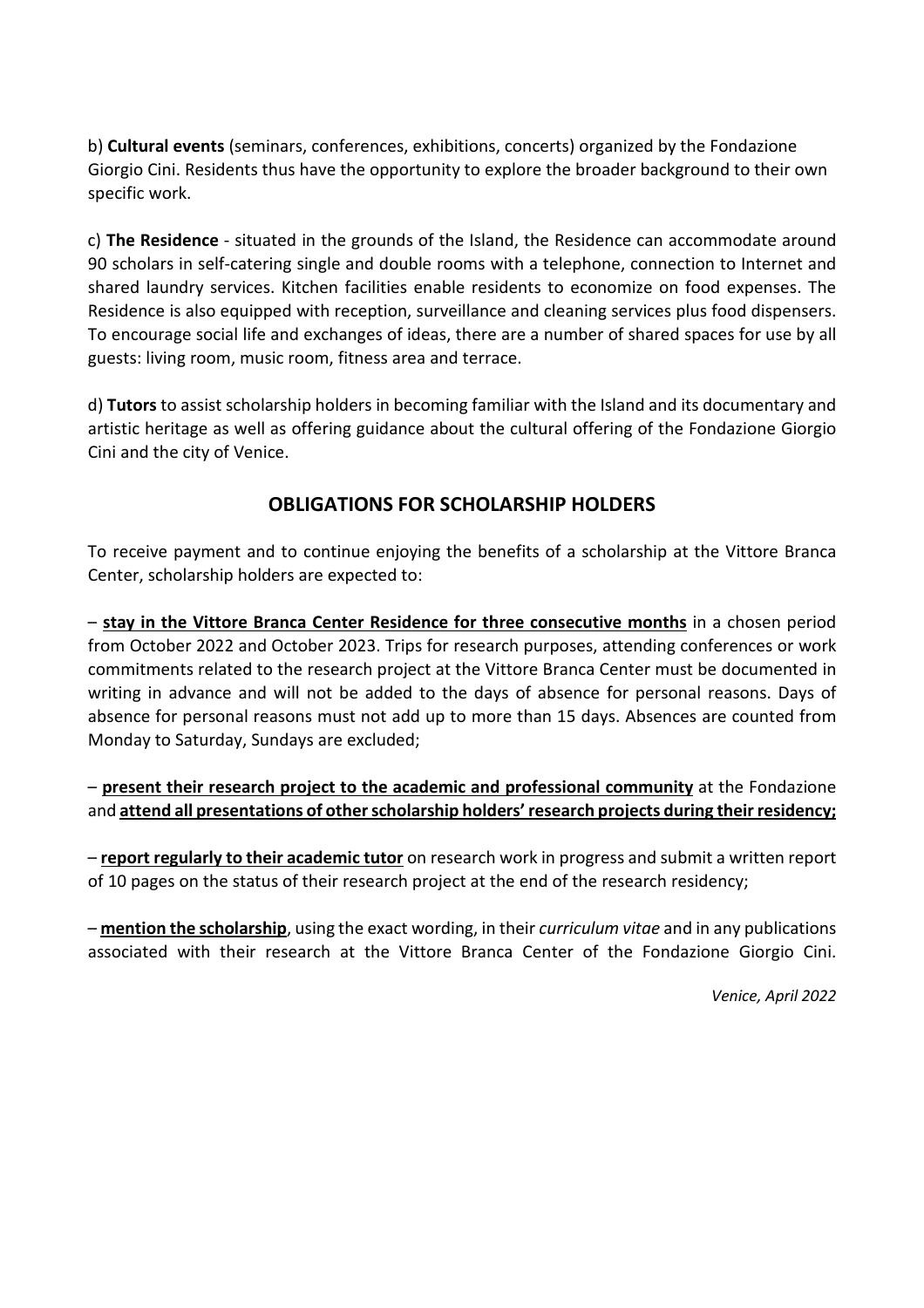b) **Cultural events** (seminars, conferences, exhibitions, concerts) organized by the Fondazione Giorgio Cini. Residents thus have the opportunity to explore the broader background to their own specific work.

c) **The Residence** - situated in the grounds of the Island, the Residence can accommodate around 90 scholars in self-catering single and double rooms with a telephone, connection to Internet and shared laundry services. Kitchen facilities enable residents to economize on food expenses. The Residence is also equipped with reception, surveillance and cleaning services plus food dispensers. To encourage social life and exchanges of ideas, there are a number of shared spaces for use by all guests: living room, music room, fitness area and terrace.

d) **Tutors** to assist scholarship holders in becoming familiar with the Island and its documentary and artistic heritage as well as offering guidance about the cultural offering of the Fondazione Giorgio Cini and the city of Venice.

## OBLIGATIONS FOR SCHOLARSHIP HOLDERS

To receive payment and to continue enjoying the benefits of a scholarship at the Vittore Branca Center, scholarship holders are expected to:

– **stay in the Vittore Branca Center Residence for three consecutive months** in a chosen period from October 2022 and October 2023. Trips for research purposes, attending conferences or work commitments related to the research project at the Vittore Branca Center must be documented in writing in advance and will not be added to the days of absence for personal reasons. Days of absence for personal reasons must not add up to more than 15 days. Absences are counted from Monday to Saturday, Sundays are excluded;

– **present their research project to the academic and professional community** at the Fondazione and **attend all presentations of other scholarship holders' research projects during their residency;**

– **report regularly to their academic tutor** on research work in progress and submit a written report of 10 pages on the status of their research project at the end of the research residency;

– **mention the scholarship**, using the exact wording, in their *curriculum vitae* and in any publications associated with their research at the Vittore Branca Center of the Fondazione Giorgio Cini.

*Venice, April 2022*